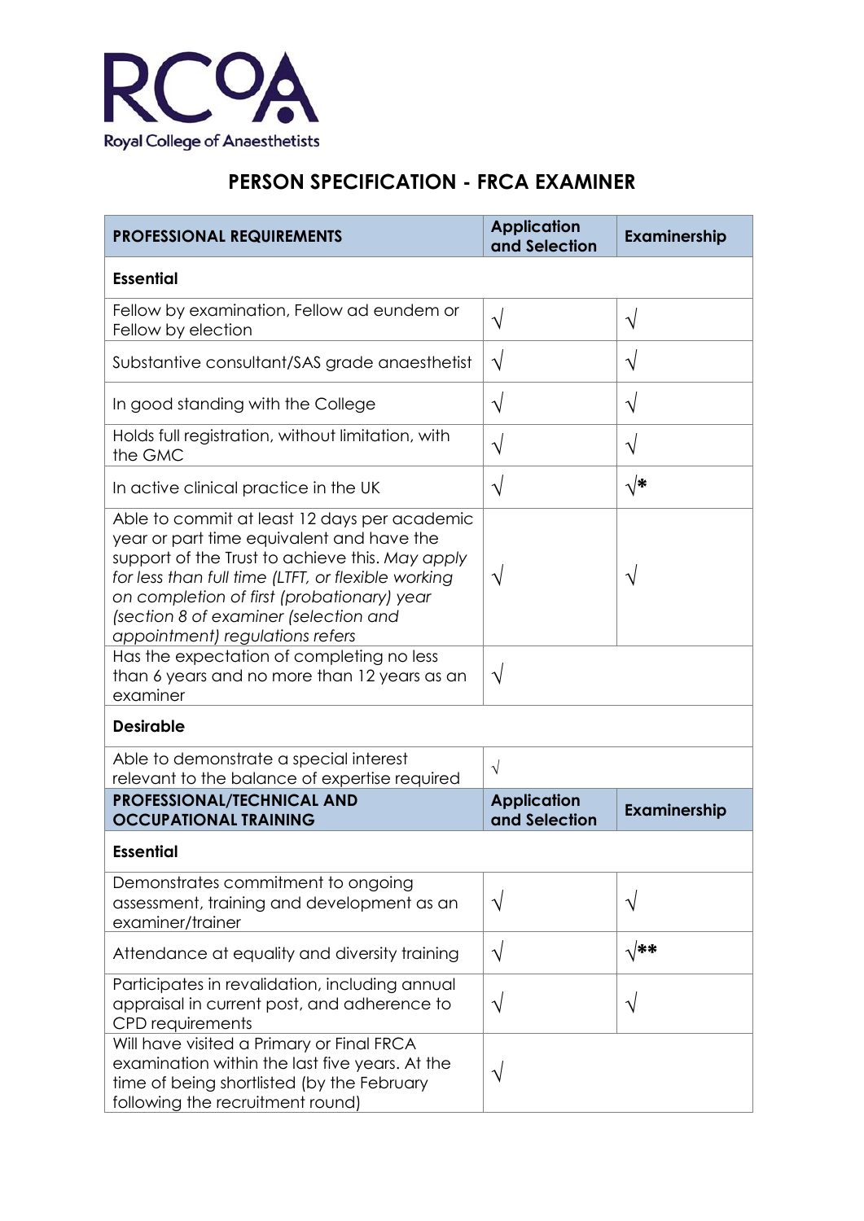Royal College of Anaesthetists

# PERSON SPECIFICATION - FRCA EXAMINER

| PROFESSIONAL REQUIREMENTS | Application and Selection | Examinership |
|---|---|---|
| **Essential** | | |
| Fellow by examination, Fellow ad eundem or Fellow by election | √ | √ |
| Substantive consultant/SAS grade anaesthetist | √ | √ |
| In good standing with the College | √ | √ |
| Holds full registration, without limitation, with the GMC | √ | √ |
| In active clinical practice in the UK | √ | √* |
| Able to commit at least 12 days per academic year or part time equivalent and have the support of the Trust to achieve this. *May apply for less than full time (LTFT, or flexible working on completion of first (probationary) year (section 8 of examiner (selection and appointment) regulations refers* | √ | √ |
| Has the expectation of completing no less than 6 years and no more than 12 years as an examiner | √ | |
| **Desirable** | | |
| Able to demonstrate a special interest relevant to the balance of expertise required | √ | |
| **PROFESSIONAL/TECHNICAL AND OCCUPATIONAL TRAINING** | **Application and Selection** | **Examinership** |
| **Essential** | | |
| Demonstrates commitment to ongoing assessment, training and development as an examiner/trainer | √ | √ |
| Attendance at equality and diversity training | √ | √** |
| Participates in revalidation, including annual appraisal in current post, and adherence to CPD requirements | √ | √ |
| Will have visited a Primary or Final FRCA examination within the last five years. At the time of being shortlisted (by the February following the recruitment round) | √ | |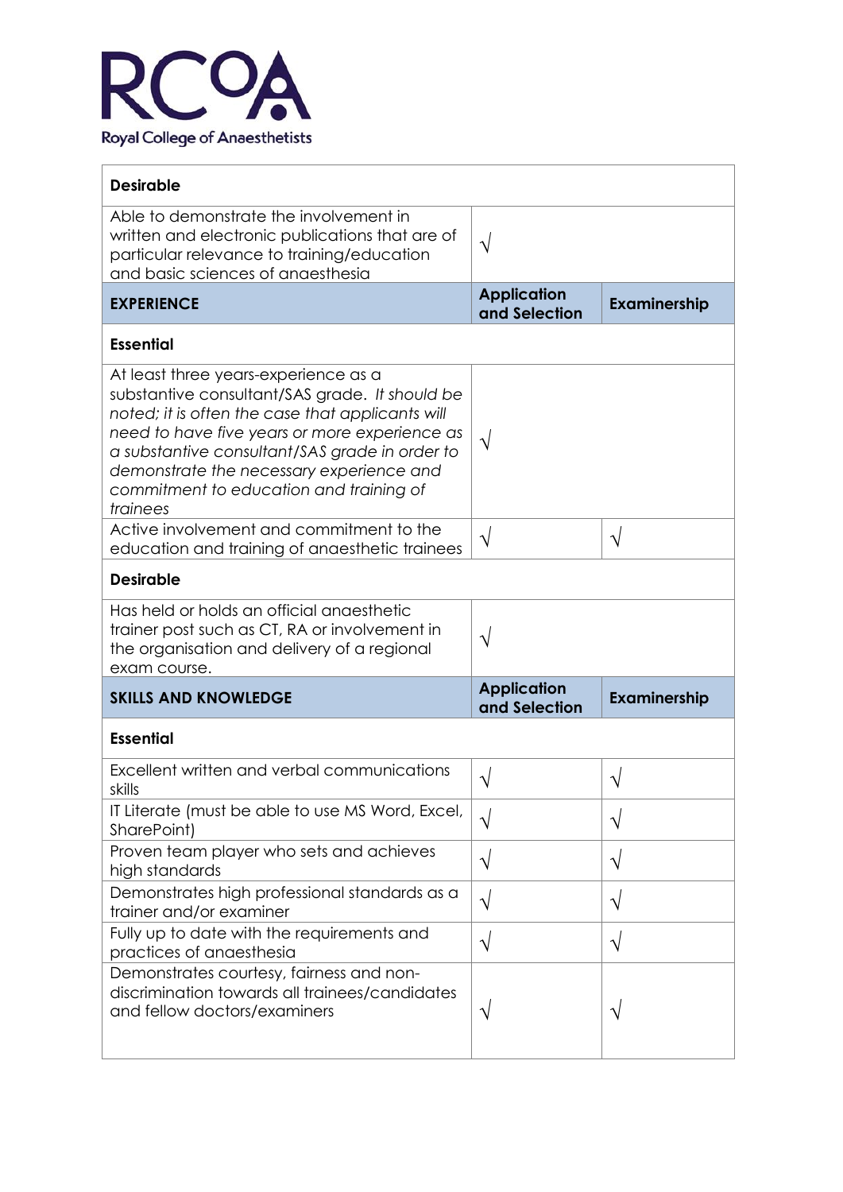| | | |
|---|---|---|
| **Desirable** | | |
| Able to demonstrate the involvement in written and electronic publications that are of particular relevance to training/education and basic sciences of anaesthesia | √ | |
| **EXPERIENCE** | **Application and Selection** | **Examinership** |
| **Essential** | | |
| At least three years-experience as a substantive consultant/SAS grade. *It should be noted; it is often the case that applicants will need to have five years or more experience as a substantive consultant/SAS grade in order to demonstrate the necessary experience and commitment to education and training of trainees* | √ | |
| Active involvement and commitment to the education and training of anaesthetic trainees | √ | √ |
| **Desirable** | | |
| Has held or holds an official anaesthetic trainer post such as CT, RA or involvement in the organisation and delivery of a regional exam course. | √ | |
| **SKILLS AND KNOWLEDGE** | **Application and Selection** | **Examinership** |
| **Essential** | | |
| Excellent written and verbal communications skills | √ | √ |
| IT Literate (must be able to use MS Word, Excel, SharePoint) | √ | √ |
| Proven team player who sets and achieves high standards | √ | √ |
| Demonstrates high professional standards as a trainer and/or examiner | √ | √ |
| Fully up to date with the requirements and practices of anaesthesia | √ | √ |
| Demonstrates courtesy, fairness and non-discrimination towards all trainees/candidates and fellow doctors/examiners | √ | √ |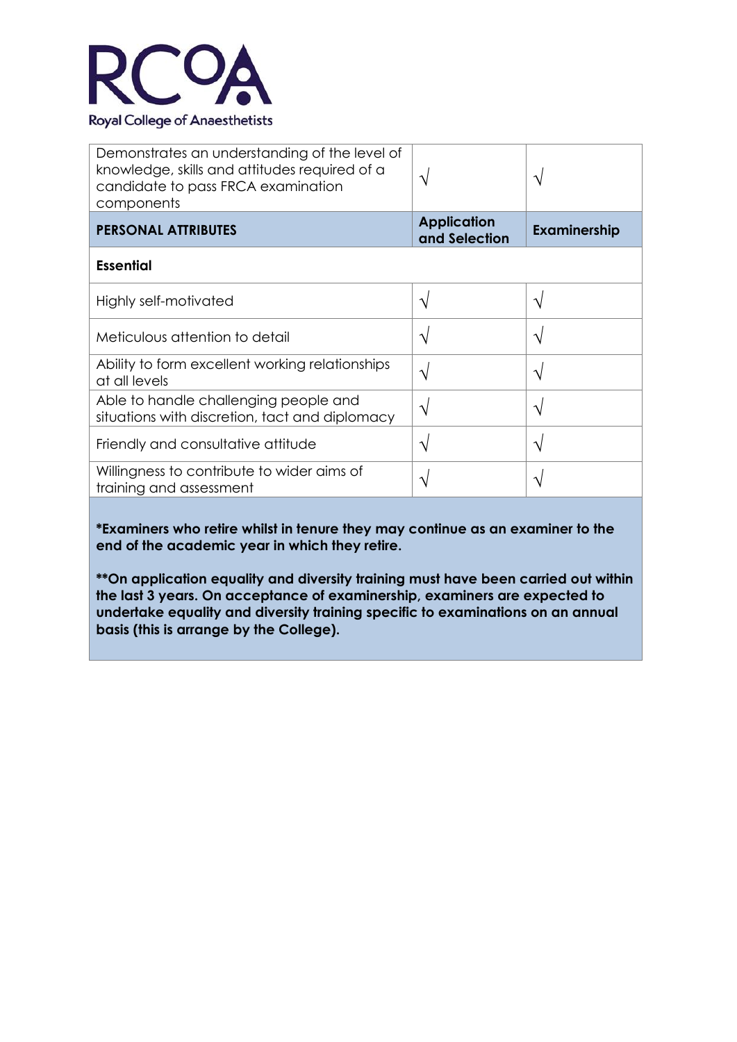| | | |
|---|---|---|
| Demonstrates an understanding of the level of knowledge, skills and attitudes required of a candidate to pass FRCA examination components | √ | √ |
| **PERSONAL ATTRIBUTES** | **Application and Selection** | **Examinership** |
| **Essential** | | |
| Highly self-motivated | √ | √ |
| Meticulous attention to detail | √ | √ |
| Ability to form excellent working relationships at all levels | √ | √ |
| Able to handle challenging people and situations with discretion, tact and diplomacy | √ | √ |
| Friendly and consultative attitude | √ | √ |
| Willingness to contribute to wider aims of training and assessment | √ | √ |

**\*Examiners who retire whilst in tenure they may continue as an examiner to the end of the academic year in which they retire.**

**\*\*On application equality and diversity training must have been carried out within the last 3 years. On acceptance of examinership, examiners are expected to undertake equality and diversity training specific to examinations on an annual basis (this is arrange by the College).**